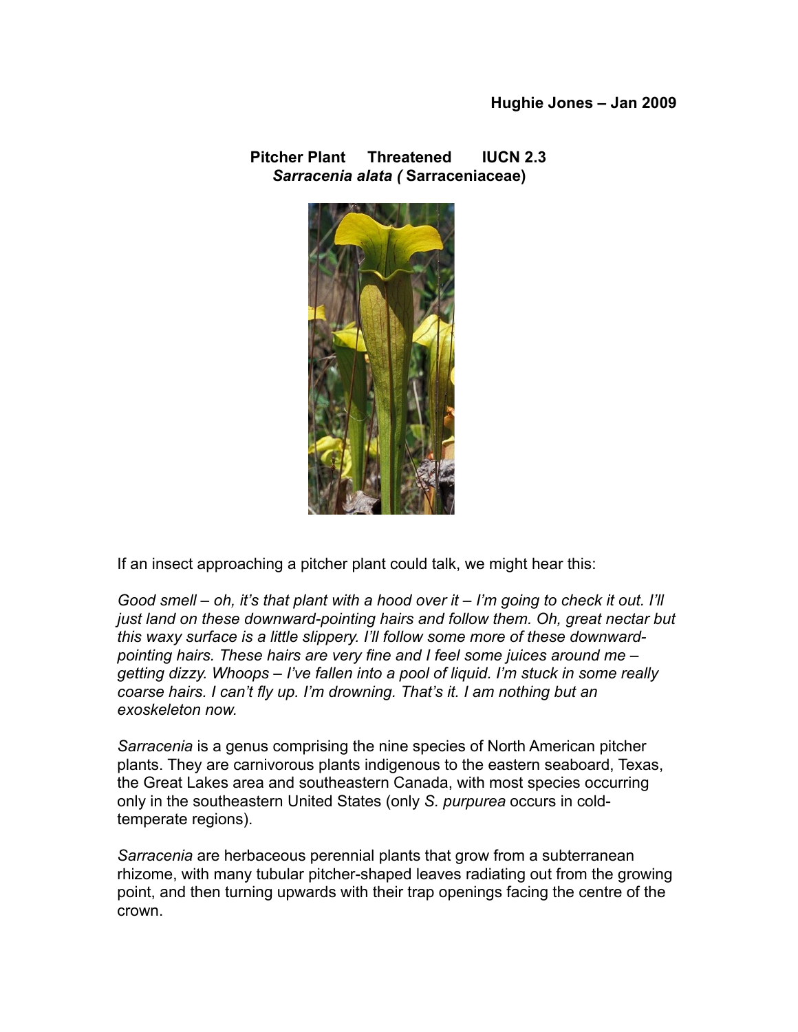**Hughie Jones – Jan 2009**

**Pitcher Plant Threatened IUCN 2.3**
***Sarracenia alata (* Sarraceniaceae)**

If an insect approaching a pitcher plant could talk, we might hear this:

*Good smell – oh, it's that plant with a hood over it – I'm going to check it out. I'll just land on these downward-pointing hairs and follow them. Oh, great nectar but this waxy surface is a little slippery. I'll follow some more of these downward-pointing hairs. These hairs are very fine and I feel some juices around me – getting dizzy. Whoops – I've fallen into a pool of liquid. I'm stuck in some really coarse hairs. I can't fly up. I'm drowning. That's it. I am nothing but an exoskeleton now.*

*Sarracenia* is a genus comprising the nine species of North American pitcher plants. They are carnivorous plants indigenous to the eastern seaboard, Texas, the Great Lakes area and southeastern Canada, with most species occurring only in the southeastern United States (only *S. purpurea* occurs in cold-temperate regions).

*Sarracenia* are herbaceous perennial plants that grow from a subterranean rhizome, with many tubular pitcher-shaped leaves radiating out from the growing point, and then turning upwards with their trap openings facing the centre of the crown.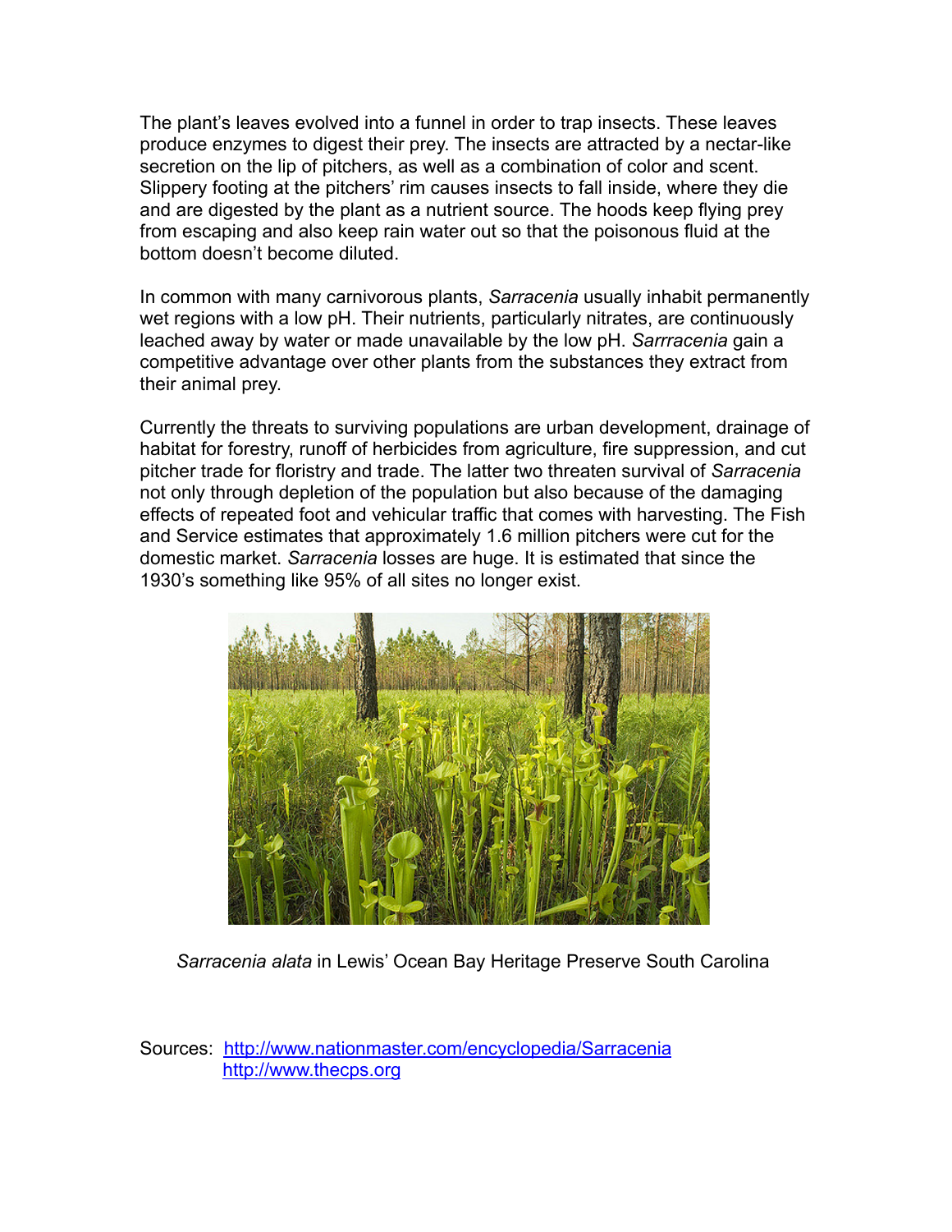The plant's leaves evolved into a funnel in order to trap insects. These leaves produce enzymes to digest their prey. The insects are attracted by a nectar-like secretion on the lip of pitchers, as well as a combination of color and scent. Slippery footing at the pitchers' rim causes insects to fall inside, where they die and are digested by the plant as a nutrient source. The hoods keep flying prey from escaping and also keep rain water out so that the poisonous fluid at the bottom doesn't become diluted.

In common with many carnivorous plants, *Sarracenia* usually inhabit permanently wet regions with a low pH. Their nutrients, particularly nitrates, are continuously leached away by water or made unavailable by the low pH. *Sarrracenia* gain a competitive advantage over other plants from the substances they extract from their animal prey.

Currently the threats to surviving populations are urban development, drainage of habitat for forestry, runoff of herbicides from agriculture, fire suppression, and cut pitcher trade for floristry and trade. The latter two threaten survival of *Sarracenia* not only through depletion of the population but also because of the damaging effects of repeated foot and vehicular traffic that comes with harvesting. The Fish and Service estimates that approximately 1.6 million pitchers were cut for the domestic market. *Sarracenia* losses are huge. It is estimated that since the 1930's something like 95% of all sites no longer exist.

*Sarracenia alata* in Lewis' Ocean Bay Heritage Preserve South Carolina

Sources: http://www.nationmaster.com/encyclopedia/Sarracenia
http://www.thecps.org